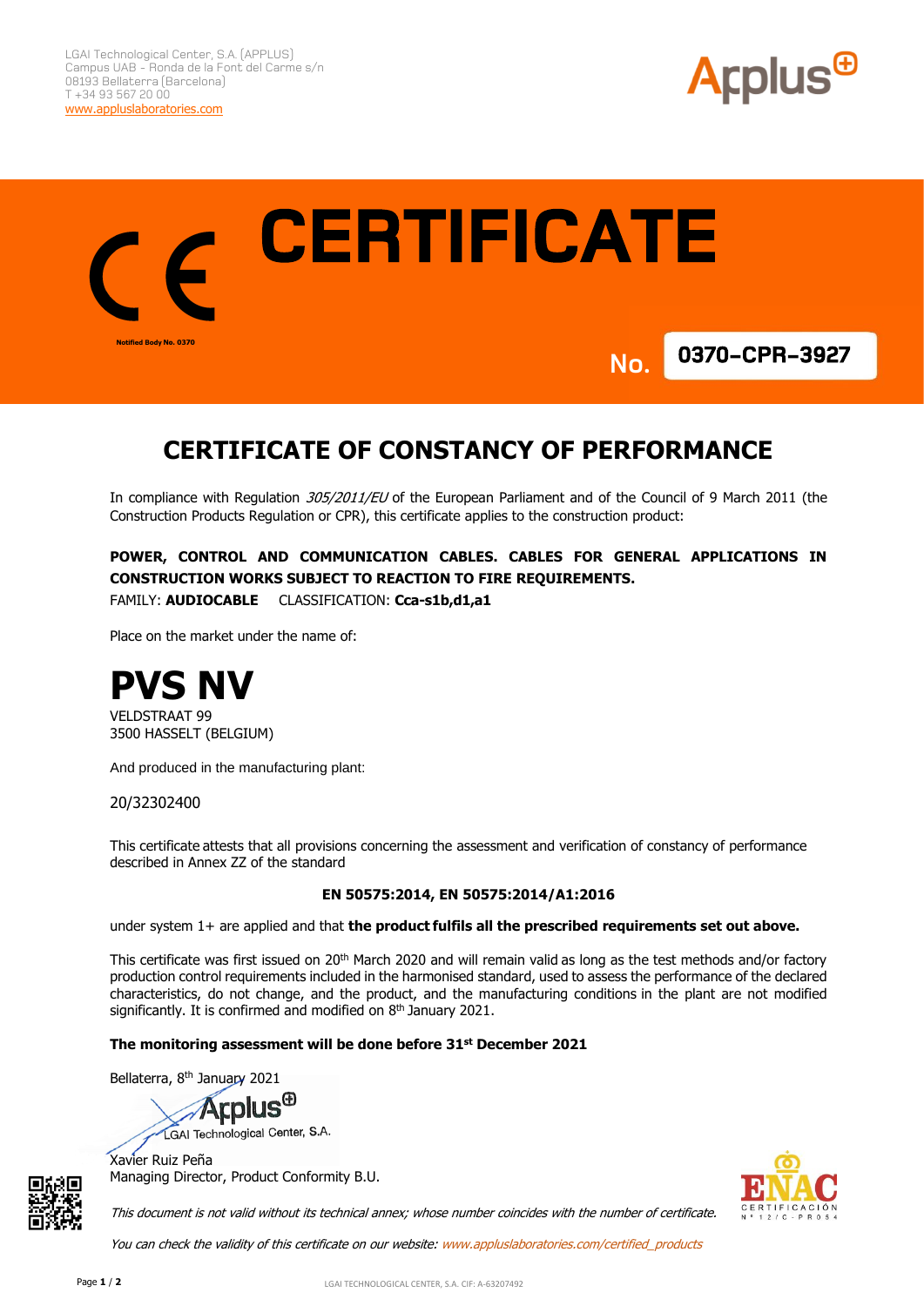LGAI Technological Center, S.A. (APPLUS)
Campus UAB - Ronda de la Font del Carme s/n
08193 Bellaterra (Barcelona)
T +34 93 567 20 00
www.appluslaboratories.com

Applus

CE

Notified Body No. 0370

# CERTIFICATE

**No. 0370-CPR-3927**

## CERTIFICATE OF CONSTANCY OF PERFORMANCE

In compliance with Regulation *305/2011/EU* of the European Parliament and of the Council of 9 March 2011 (the Construction Products Regulation or CPR), this certificate applies to the construction product:

**POWER, CONTROL AND COMMUNICATION CABLES. CABLES FOR GENERAL APPLICATIONS IN CONSTRUCTION WORKS SUBJECT TO REACTION TO FIRE REQUIREMENTS.**

FAMILY: **AUDIOCABLE** CLASSIFICATION: **Cca-s1b,d1,a1**

Place on the market under the name of:

# PVS NV

VELDSTRAAT 99
3500 HASSELT (BELGIUM)

And produced in the manufacturing plant:

20/32302400

This certificate attests that all provisions concerning the assessment and verification of constancy of performance described in Annex ZZ of the standard

**EN 50575:2014, EN 50575:2014/A1:2016**

under system 1+ are applied and that **the product fulfils all the prescribed requirements set out above.**

This certificate was first issued on 20th March 2020 and will remain valid as long as the test methods and/or factory production control requirements included in the harmonised standard, used to assess the performance of the declared characteristics, do not change, and the product, and the manufacturing conditions in the plant are not modified significantly. It is confirmed and modified on 8th January 2021.

**The monitoring assessment will be done before 31st December 2021**

Bellaterra, 8th January 2021

Applus
LGAI Technological Center, S.A.

Xavier Ruiz Peña
Managing Director, Product Conformity B.U.

ENAC
CERTIFICACIÓN
Nº 12/C-PR054

*This document is not valid without its technical annex; whose number coincides with the number of certificate.*

*You can check the validity of this certificate on our website: www.appluslaboratories.com/certified_products*

LGAI TECHNOLOGICAL CENTER, S.A. CIF: A-63207492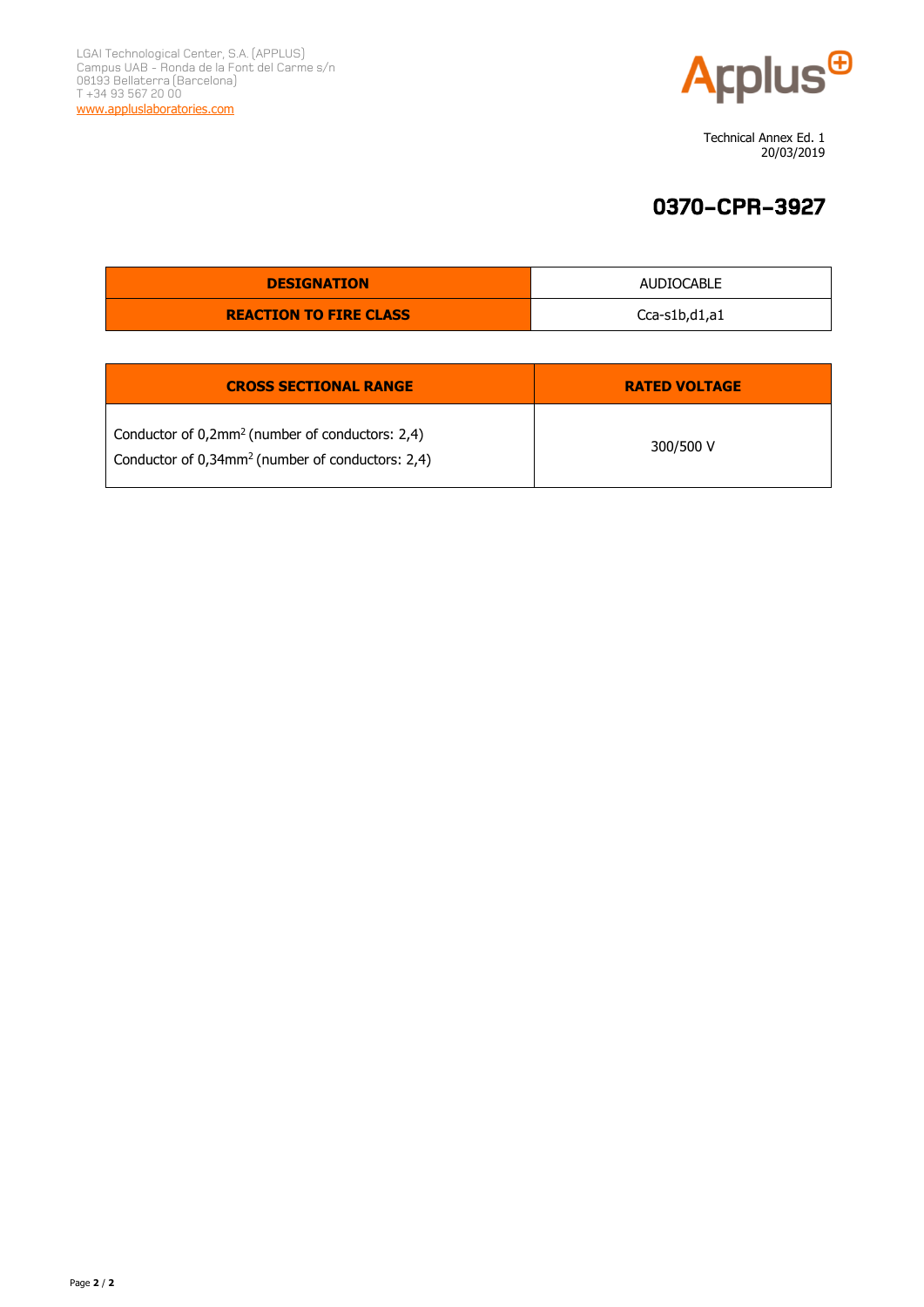LGAI Technological Center, S.A. (APPLUS)
Campus UAB - Ronda de la Font del Carme s/n
08193 Bellaterra (Barcelona)
T +34 93 567 20 00
www.appluslaboratories.com

Technical Annex Ed. 1
20/03/2019

# 0370-CPR-3927

| | |
|---|---|
| **DESIGNATION** | AUDIOCABLE |
| **REACTION TO FIRE CLASS** | Cca-s1b,d1,a1 |

| **CROSS SECTIONAL RANGE** | **RATED VOLTAGE** |
|---|---|
| Conductor of 0,2mm$^2$ (number of conductors: 2,4)<br>Conductor of 0,34mm$^2$ (number of conductors: 2,4) | 300/500 V |